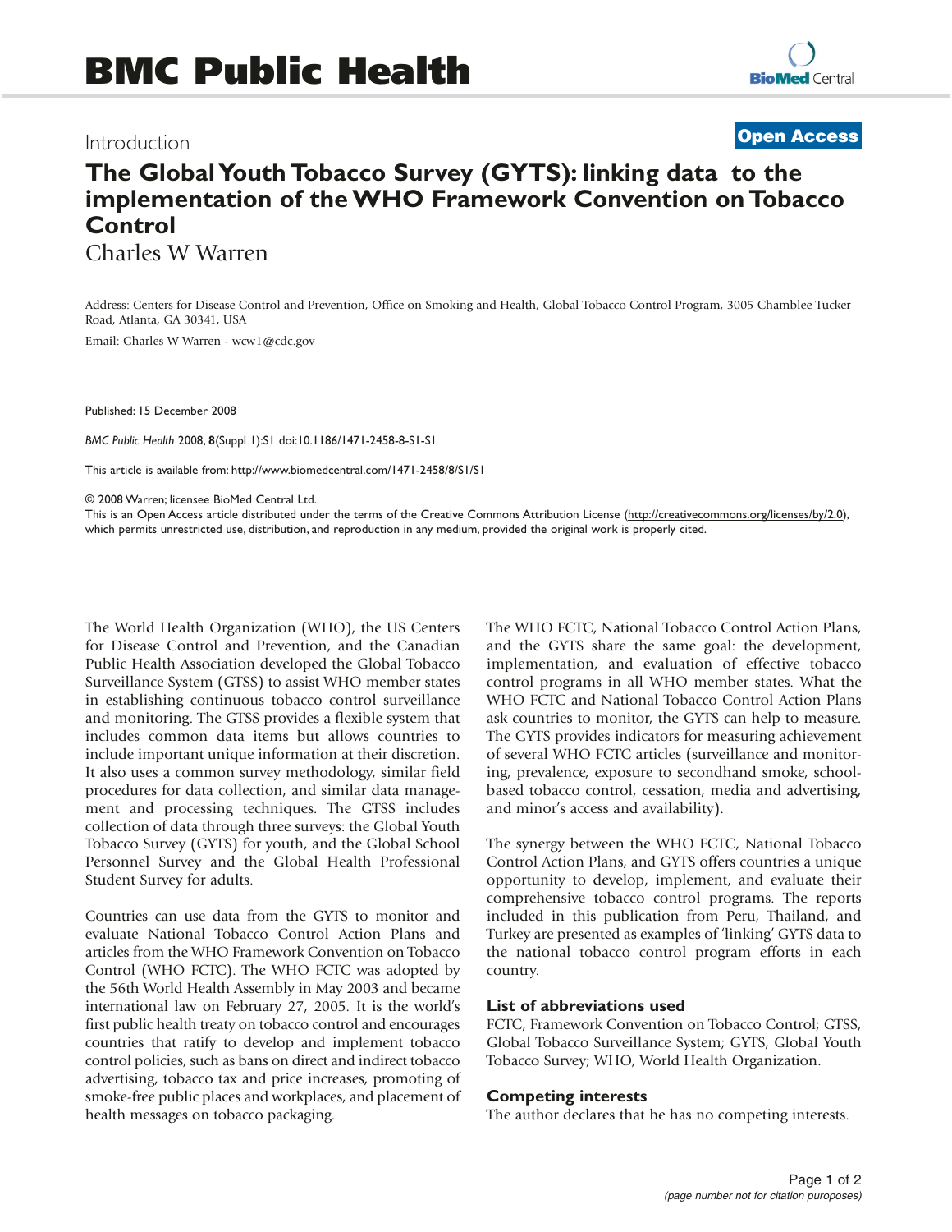Introduction

**Open Access**

# The Global Youth Tobacco Survey (GYTS): linking data to the implementation of the WHO Framework Convention on Tobacco Control

Charles W Warren

Address: Centers for Disease Control and Prevention, Office on Smoking and Health, Global Tobacco Control Program, 3005 Chamblee Tucker Road, Atlanta, GA 30341, USA

Email: Charles W Warren - wcw1@cdc.gov

Published: 15 December 2008

*BMC Public Health* 2008, **8**(Suppl 1):S1 doi:10.1186/1471-2458-8-S1-S1

This article is available from: http://www.biomedcentral.com/1471-2458/8/S1/S1

© 2008 Warren; licensee BioMed Central Ltd.

This is an Open Access article distributed under the terms of the Creative Commons Attribution License (http://creativecommons.org/licenses/by/2.0), which permits unrestricted use, distribution, and reproduction in any medium, provided the original work is properly cited.

The World Health Organization (WHO), the US Centers for Disease Control and Prevention, and the Canadian Public Health Association developed the Global Tobacco Surveillance System (GTSS) to assist WHO member states in establishing continuous tobacco control surveillance and monitoring. The GTSS provides a flexible system that includes common data items but allows countries to include important unique information at their discretion. It also uses a common survey methodology, similar field procedures for data collection, and similar data management and processing techniques. The GTSS includes collection of data through three surveys: the Global Youth Tobacco Survey (GYTS) for youth, and the Global School Personnel Survey and the Global Health Professional Student Survey for adults.

Countries can use data from the GYTS to monitor and evaluate National Tobacco Control Action Plans and articles from the WHO Framework Convention on Tobacco Control (WHO FCTC). The WHO FCTC was adopted by the 56th World Health Assembly in May 2003 and became international law on February 27, 2005. It is the world's first public health treaty on tobacco control and encourages countries that ratify to develop and implement tobacco control policies, such as bans on direct and indirect tobacco advertising, tobacco tax and price increases, promoting of smoke-free public places and workplaces, and placement of health messages on tobacco packaging.

The WHO FCTC, National Tobacco Control Action Plans, and the GYTS share the same goal: the development, implementation, and evaluation of effective tobacco control programs in all WHO member states. What the WHO FCTC and National Tobacco Control Action Plans ask countries to monitor, the GYTS can help to measure. The GYTS provides indicators for measuring achievement of several WHO FCTC articles (surveillance and monitoring, prevalence, exposure to secondhand smoke, school-based tobacco control, cessation, media and advertising, and minor's access and availability).

The synergy between the WHO FCTC, National Tobacco Control Action Plans, and GYTS offers countries a unique opportunity to develop, implement, and evaluate their comprehensive tobacco control programs. The reports included in this publication from Peru, Thailand, and Turkey are presented as examples of 'linking' GYTS data to the national tobacco control program efforts in each country.

## List of abbreviations used

FCTC, Framework Convention on Tobacco Control; GTSS, Global Tobacco Surveillance System; GYTS, Global Youth Tobacco Survey; WHO, World Health Organization.

## Competing interests

The author declares that he has no competing interests.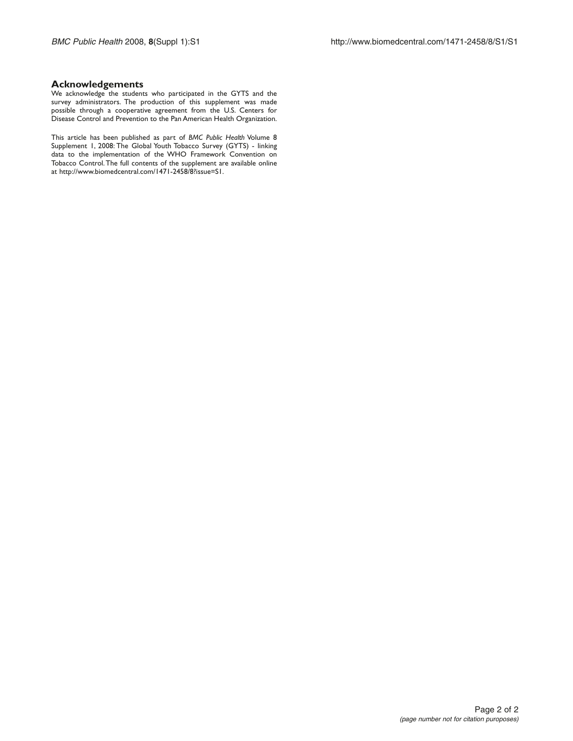## Acknowledgements

We acknowledge the students who participated in the GYTS and the survey administrators. The production of this supplement was made possible through a cooperative agreement from the U.S. Centers for Disease Control and Prevention to the Pan American Health Organization.

This article has been published as part of *BMC Public Health* Volume 8 Supplement 1, 2008: The Global Youth Tobacco Survey (GYTS) - linking data to the implementation of the WHO Framework Convention on Tobacco Control. The full contents of the supplement are available online at http://www.biomedcentral.com/1471-2458/8?issue=S1.